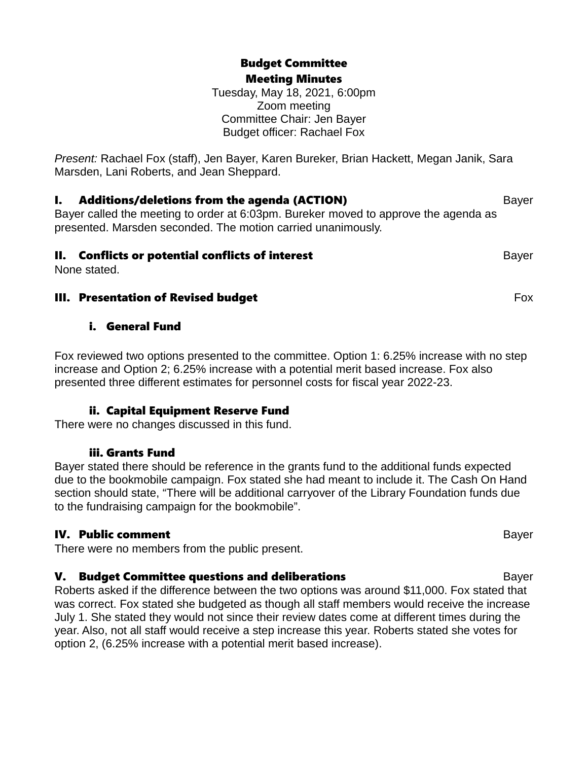# Budget Committee

## Meeting Minutes

Tuesday, May 18, 2021, 6:00pm
Zoom meeting
Committee Chair: Jen Bayer
Budget officer: Rachael Fox

*Present:* Rachael Fox (staff), Jen Bayer, Karen Bureker, Brian Hackett, Megan Janik, Sara Marsden, Lani Roberts, and Jean Sheppard.

### I. Additions/deletions from the agenda (ACTION) — Bayer

Bayer called the meeting to order at 6:03pm. Bureker moved to approve the agenda as presented. Marsden seconded. The motion carried unanimously.

### II. Conflicts or potential conflicts of interest — Bayer

None stated.

### III. Presentation of Revised budget — Fox

#### i. General Fund

Fox reviewed two options presented to the committee. Option 1: 6.25% increase with no step increase and Option 2; 6.25% increase with a potential merit based increase. Fox also presented three different estimates for personnel costs for fiscal year 2022-23.

#### ii. Capital Equipment Reserve Fund

There were no changes discussed in this fund.

#### iii. Grants Fund

Bayer stated there should be reference in the grants fund to the additional funds expected due to the bookmobile campaign. Fox stated she had meant to include it. The Cash On Hand section should state, "There will be additional carryover of the Library Foundation funds due to the fundraising campaign for the bookmobile".

### IV. Public comment — Bayer

There were no members from the public present.

### V. Budget Committee questions and deliberations — Bayer

Roberts asked if the difference between the two options was around $11,000. Fox stated that was correct. Fox stated she budgeted as though all staff members would receive the increase July 1. She stated they would not since their review dates come at different times during the year. Also, not all staff would receive a step increase this year. Roberts stated she votes for option 2, (6.25% increase with a potential merit based increase).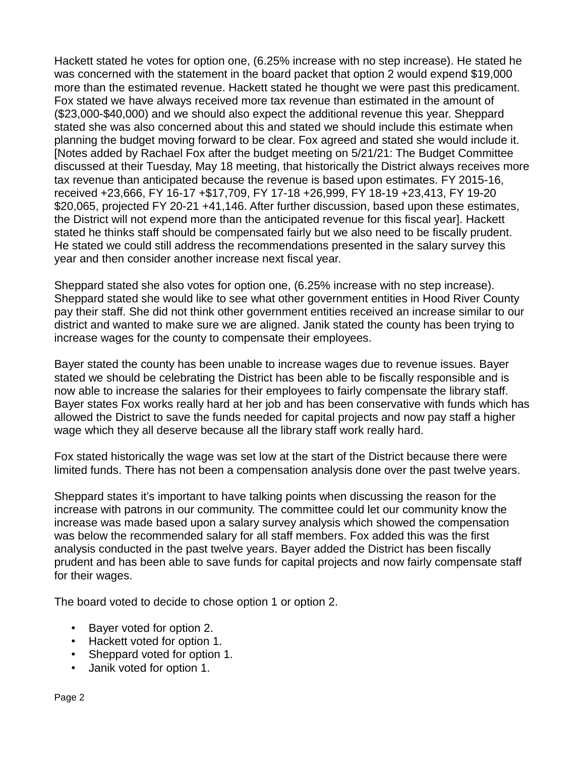Hackett stated he votes for option one, (6.25% increase with no step increase). He stated he was concerned with the statement in the board packet that option 2 would expend $19,000 more than the estimated revenue. Hackett stated he thought we were past this predicament. Fox stated we have always received more tax revenue than estimated in the amount of ($23,000-$40,000) and we should also expect the additional revenue this year. Sheppard stated she was also concerned about this and stated we should include this estimate when planning the budget moving forward to be clear. Fox agreed and stated she would include it. [Notes added by Rachael Fox after the budget meeting on 5/21/21: The Budget Committee discussed at their Tuesday, May 18 meeting, that historically the District always receives more tax revenue than anticipated because the revenue is based upon estimates. FY 2015-16, received +23,666, FY 16-17 +$17,709, FY 17-18 +26,999, FY 18-19 +23,413, FY 19-20 $20,065, projected FY 20-21 +41,146. After further discussion, based upon these estimates, the District will not expend more than the anticipated revenue for this fiscal year]. Hackett stated he thinks staff should be compensated fairly but we also need to be fiscally prudent. He stated we could still address the recommendations presented in the salary survey this year and then consider another increase next fiscal year.

Sheppard stated she also votes for option one, (6.25% increase with no step increase). Sheppard stated she would like to see what other government entities in Hood River County pay their staff. She did not think other government entities received an increase similar to our district and wanted to make sure we are aligned. Janik stated the county has been trying to increase wages for the county to compensate their employees.

Bayer stated the county has been unable to increase wages due to revenue issues. Bayer stated we should be celebrating the District has been able to be fiscally responsible and is now able to increase the salaries for their employees to fairly compensate the library staff. Bayer states Fox works really hard at her job and has been conservative with funds which has allowed the District to save the funds needed for capital projects and now pay staff a higher wage which they all deserve because all the library staff work really hard.

Fox stated historically the wage was set low at the start of the District because there were limited funds. There has not been a compensation analysis done over the past twelve years.

Sheppard states it's important to have talking points when discussing the reason for the increase with patrons in our community. The committee could let our community know the increase was made based upon a salary survey analysis which showed the compensation was below the recommended salary for all staff members. Fox added this was the first analysis conducted in the past twelve years. Bayer added the District has been fiscally prudent and has been able to save funds for capital projects and now fairly compensate staff for their wages.

The board voted to decide to chose option 1 or option 2.

- Bayer voted for option 2.
- Hackett voted for option 1.
- Sheppard voted for option 1.
- Janik voted for option 1.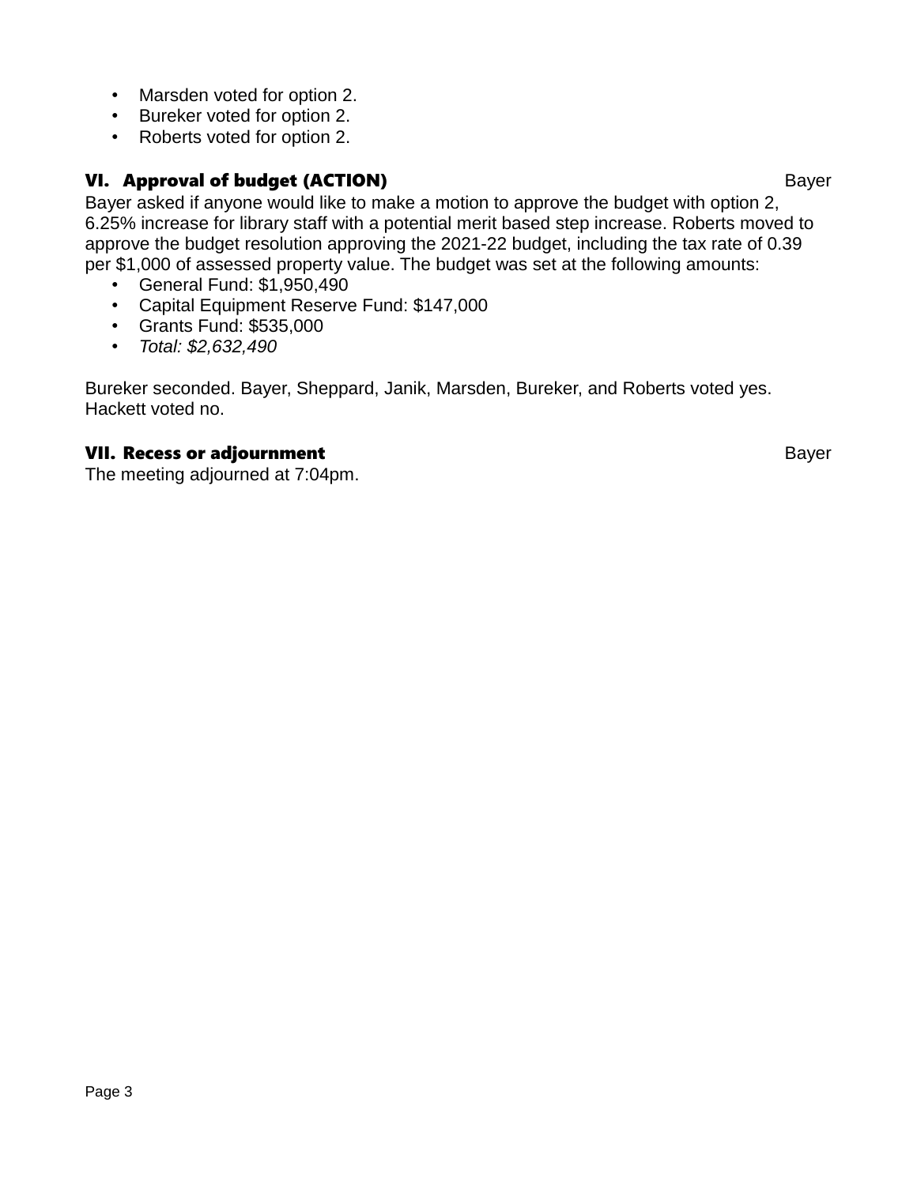- Marsden voted for option 2.
- Bureker voted for option 2.
- Roberts voted for option 2.

## VI. Approval of budget (ACTION) Bayer

Bayer asked if anyone would like to make a motion to approve the budget with option 2, 6.25% increase for library staff with a potential merit based step increase. Roberts moved to approve the budget resolution approving the 2021-22 budget, including the tax rate of 0.39 per $1,000 of assessed property value. The budget was set at the following amounts:

- General Fund: $1,950,490
- Capital Equipment Reserve Fund: $147,000
- Grants Fund: $535,000
- *Total: $2,632,490*

Bureker seconded. Bayer, Sheppard, Janik, Marsden, Bureker, and Roberts voted yes. Hackett voted no.

## VII. Recess or adjournment Bayer

The meeting adjourned at 7:04pm.